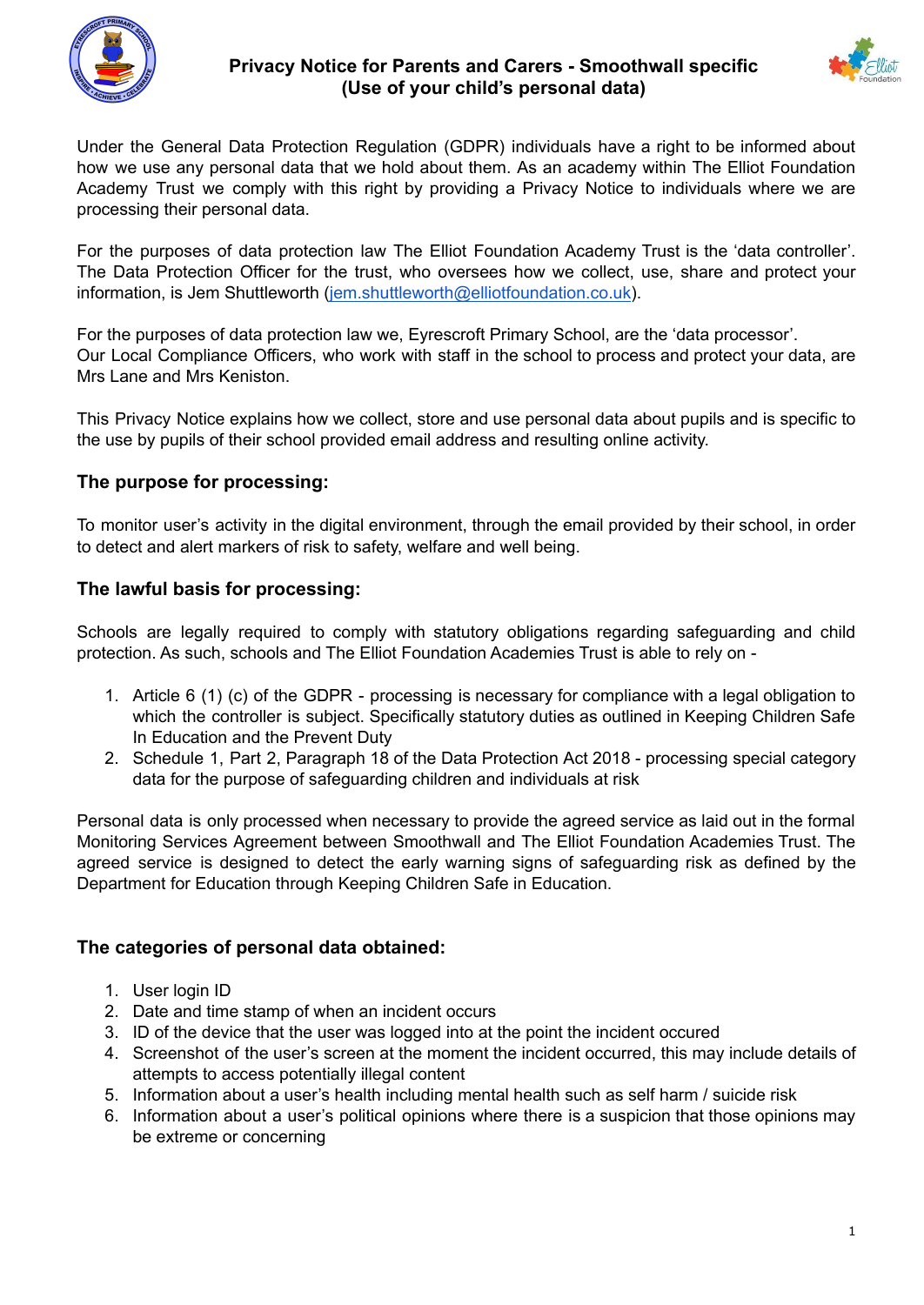# Privacy Notice for Parents and Carers - Smoothwall specific (Use of your child's personal data)

Under the General Data Protection Regulation (GDPR) individuals have a right to be informed about how we use any personal data that we hold about them. As an academy within The Elliot Foundation Academy Trust we comply with this right by providing a Privacy Notice to individuals where we are processing their personal data.

For the purposes of data protection law The Elliot Foundation Academy Trust is the 'data controller'. The Data Protection Officer for the trust, who oversees how we collect, use, share and protect your information, is Jem Shuttleworth (jem.shuttleworth@elliotfoundation.co.uk).

For the purposes of data protection law we, Eyrescroft Primary School, are the 'data processor'. Our Local Compliance Officers, who work with staff in the school to process and protect your data, are Mrs Lane and Mrs Keniston.

This Privacy Notice explains how we collect, store and use personal data about pupils and is specific to the use by pupils of their school provided email address and resulting online activity.

## The purpose for processing:

To monitor user's activity in the digital environment, through the email provided by their school, in order to detect and alert markers of risk to safety, welfare and well being.

## The lawful basis for processing:

Schools are legally required to comply with statutory obligations regarding safeguarding and child protection. As such, schools and The Elliot Foundation Academies Trust is able to rely on -

1. Article 6 (1) (c) of the GDPR - processing is necessary for compliance with a legal obligation to which the controller is subject. Specifically statutory duties as outlined in Keeping Children Safe In Education and the Prevent Duty
2. Schedule 1, Part 2, Paragraph 18 of the Data Protection Act 2018 - processing special category data for the purpose of safeguarding children and individuals at risk

Personal data is only processed when necessary to provide the agreed service as laid out in the formal Monitoring Services Agreement between Smoothwall and The Elliot Foundation Academies Trust. The agreed service is designed to detect the early warning signs of safeguarding risk as defined by the Department for Education through Keeping Children Safe in Education.

## The categories of personal data obtained:

1. User login ID
2. Date and time stamp of when an incident occurs
3. ID of the device that the user was logged into at the point the incident occured
4. Screenshot of the user's screen at the moment the incident occurred, this may include details of attempts to access potentially illegal content
5. Information about a user's health including mental health such as self harm / suicide risk
6. Information about a user's political opinions where there is a suspicion that those opinions may be extreme or concerning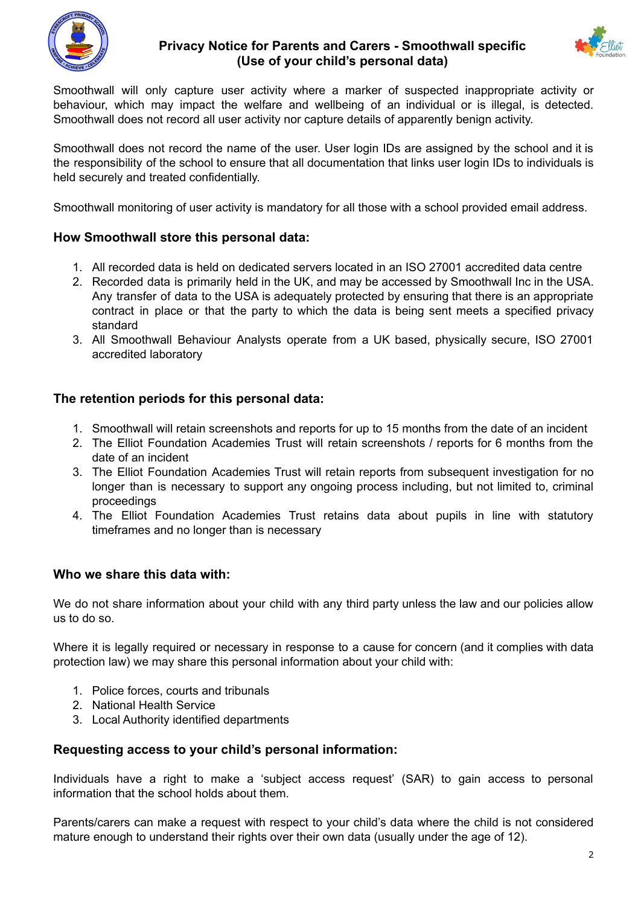Smoothwall will only capture user activity where a marker of suspected inappropriate activity or behaviour, which may impact the welfare and wellbeing of an individual or is illegal, is detected. Smoothwall does not record all user activity nor capture details of apparently benign activity.

Smoothwall does not record the name of the user. User login IDs are assigned by the school and it is the responsibility of the school to ensure that all documentation that links user login IDs to individuals is held securely and treated confidentially.

Smoothwall monitoring of user activity is mandatory for all those with a school provided email address.

### How Smoothwall store this personal data:

1. All recorded data is held on dedicated servers located in an ISO 27001 accredited data centre
2. Recorded data is primarily held in the UK, and may be accessed by Smoothwall Inc in the USA. Any transfer of data to the USA is adequately protected by ensuring that there is an appropriate contract in place or that the party to which the data is being sent meets a specified privacy standard
3. All Smoothwall Behaviour Analysts operate from a UK based, physically secure, ISO 27001 accredited laboratory

### The retention periods for this personal data:

1. Smoothwall will retain screenshots and reports for up to 15 months from the date of an incident
2. The Elliot Foundation Academies Trust will retain screenshots / reports for 6 months from the date of an incident
3. The Elliot Foundation Academies Trust will retain reports from subsequent investigation for no longer than is necessary to support any ongoing process including, but not limited to, criminal proceedings
4. The Elliot Foundation Academies Trust retains data about pupils in line with statutory timeframes and no longer than is necessary

### Who we share this data with:

We do not share information about your child with any third party unless the law and our policies allow us to do so.

Where it is legally required or necessary in response to a cause for concern (and it complies with data protection law) we may share this personal information about your child with:

1. Police forces, courts and tribunals
2. National Health Service
3. Local Authority identified departments

### Requesting access to your child's personal information:

Individuals have a right to make a 'subject access request' (SAR) to gain access to personal information that the school holds about them.

Parents/carers can make a request with respect to your child's data where the child is not considered mature enough to understand their rights over their own data (usually under the age of 12).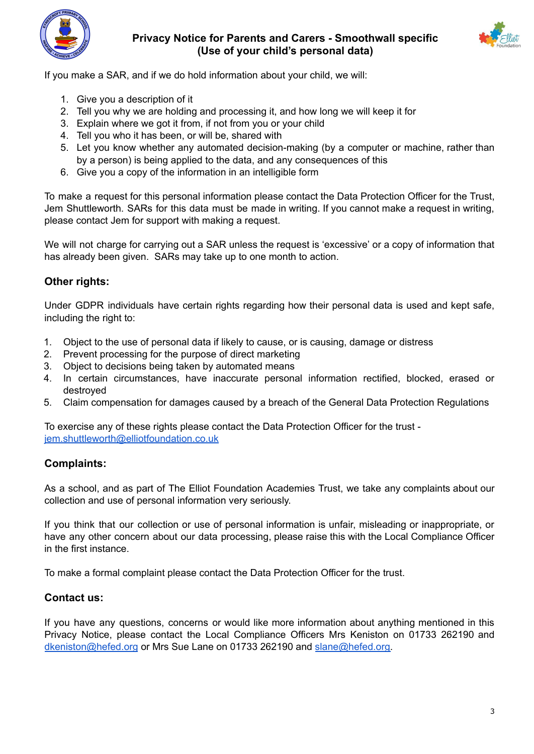If you make a SAR, and if we do hold information about your child, we will:

1. Give you a description of it
2. Tell you why we are holding and processing it, and how long we will keep it for
3. Explain where we got it from, if not from you or your child
4. Tell you who it has been, or will be, shared with
5. Let you know whether any automated decision-making (by a computer or machine, rather than by a person) is being applied to the data, and any consequences of this
6. Give you a copy of the information in an intelligible form

To make a request for this personal information please contact the Data Protection Officer for the Trust, Jem Shuttleworth. SARs for this data must be made in writing. If you cannot make a request in writing, please contact Jem for support with making a request.

We will not charge for carrying out a SAR unless the request is 'excessive' or a copy of information that has already been given. SARs may take up to one month to action.

## Other rights:

Under GDPR individuals have certain rights regarding how their personal data is used and kept safe, including the right to:

1. Object to the use of personal data if likely to cause, or is causing, damage or distress
2. Prevent processing for the purpose of direct marketing
3. Object to decisions being taken by automated means
4. In certain circumstances, have inaccurate personal information rectified, blocked, erased or destroyed
5. Claim compensation for damages caused by a breach of the General Data Protection Regulations

To exercise any of these rights please contact the Data Protection Officer for the trust - jem.shuttleworth@elliotfoundation.co.uk

## Complaints:

As a school, and as part of The Elliot Foundation Academies Trust, we take any complaints about our collection and use of personal information very seriously.

If you think that our collection or use of personal information is unfair, misleading or inappropriate, or have any other concern about our data processing, please raise this with the Local Compliance Officer in the first instance.

To make a formal complaint please contact the Data Protection Officer for the trust.

## Contact us:

If you have any questions, concerns or would like more information about anything mentioned in this Privacy Notice, please contact the Local Compliance Officers Mrs Keniston on 01733 262190 and dkeniston@hefed.org or Mrs Sue Lane on 01733 262190 and slane@hefed.org.